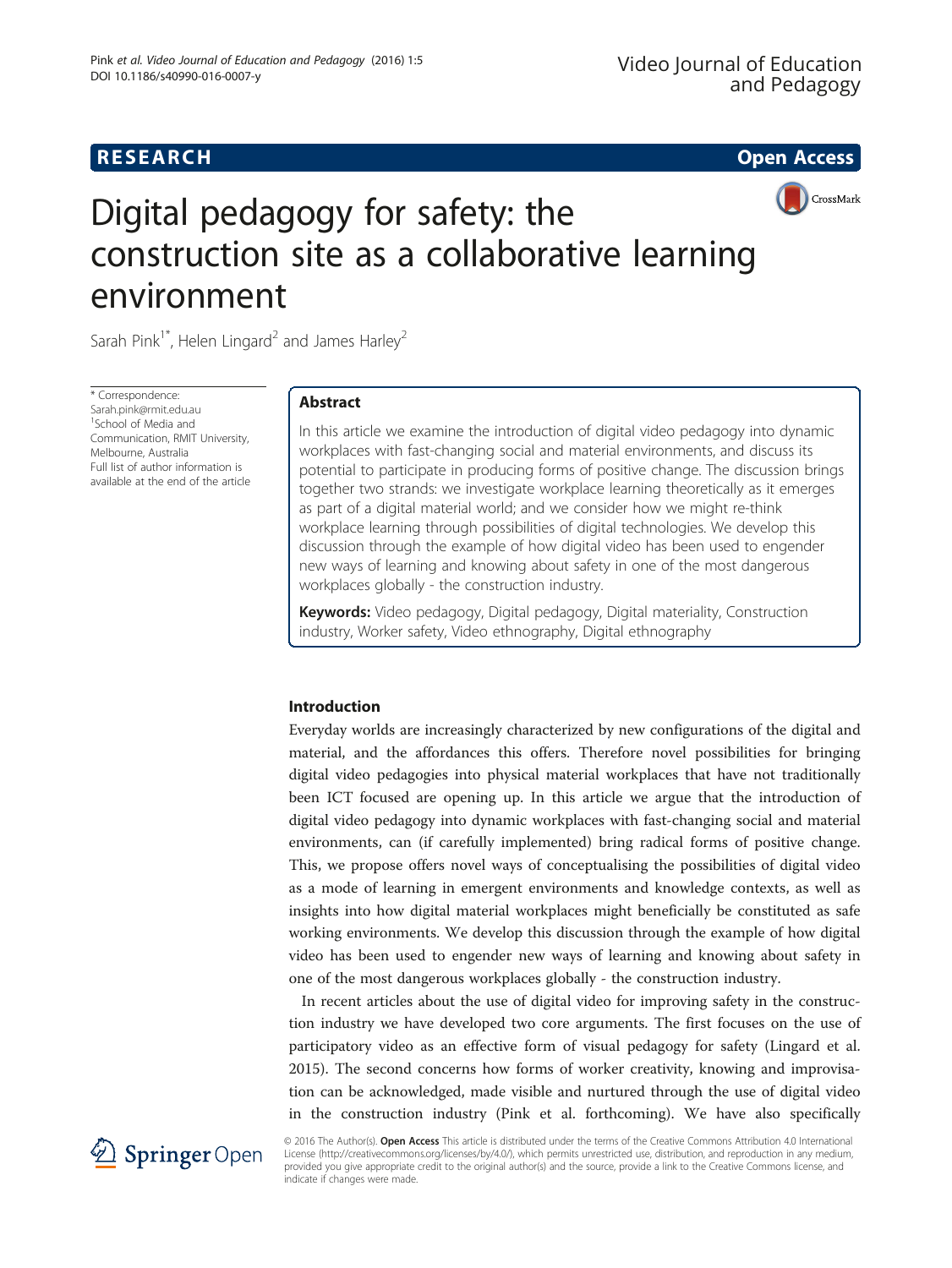**RESEARCH** **Open Access**

# Digital pedagogy for safety: the construction site as a collaborative learning environment

Sarah Pink[1*], Helen Lingard[2] and James Harley[2]

\* Correspondence: Sarah.pink@rmit.edu.au
[1]School of Media and Communication, RMIT University, Melbourne, Australia
Full list of author information is available at the end of the article

## Abstract

In this article we examine the introduction of digital video pedagogy into dynamic workplaces with fast-changing social and material environments, and discuss its potential to participate in producing forms of positive change. The discussion brings together two strands: we investigate workplace learning theoretically as it emerges as part of a digital material world; and we consider how we might re-think workplace learning through possibilities of digital technologies. We develop this discussion through the example of how digital video has been used to engender new ways of learning and knowing about safety in one of the most dangerous workplaces globally - the construction industry.

**Keywords:** Video pedagogy, Digital pedagogy, Digital materiality, Construction industry, Worker safety, Video ethnography, Digital ethnography

## Introduction

Everyday worlds are increasingly characterized by new configurations of the digital and material, and the affordances this offers. Therefore novel possibilities for bringing digital video pedagogies into physical material workplaces that have not traditionally been ICT focused are opening up. In this article we argue that the introduction of digital video pedagogy into dynamic workplaces with fast-changing social and material environments, can (if carefully implemented) bring radical forms of positive change. This, we propose offers novel ways of conceptualising the possibilities of digital video as a mode of learning in emergent environments and knowledge contexts, as well as insights into how digital material workplaces might beneficially be constituted as safe working environments. We develop this discussion through the example of how digital video has been used to engender new ways of learning and knowing about safety in one of the most dangerous workplaces globally - the construction industry.

In recent articles about the use of digital video for improving safety in the construction industry we have developed two core arguments. The first focuses on the use of participatory video as an effective form of visual pedagogy for safety (Lingard et al. 2015). The second concerns how forms of worker creativity, knowing and improvisation can be acknowledged, made visible and nurtured through the use of digital video in the construction industry (Pink et al. forthcoming). We have also specifically

© 2016 The Author(s). **Open Access** This article is distributed under the terms of the Creative Commons Attribution 4.0 International License (http://creativecommons.org/licenses/by/4.0/), which permits unrestricted use, distribution, and reproduction in any medium, provided you give appropriate credit to the original author(s) and the source, provide a link to the Creative Commons license, and indicate if changes were made.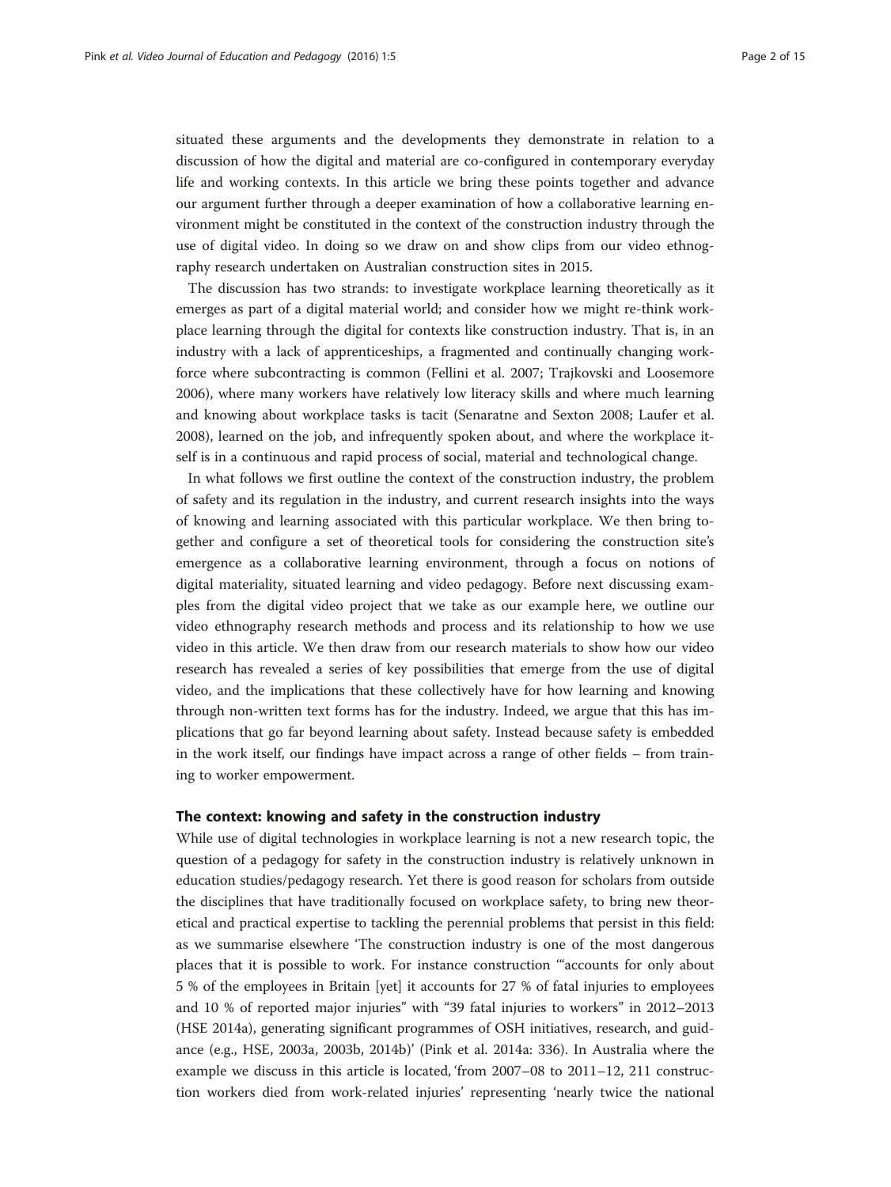situated these arguments and the developments they demonstrate in relation to a discussion of how the digital and material are co-configured in contemporary everyday life and working contexts. In this article we bring these points together and advance our argument further through a deeper examination of how a collaborative learning environment might be constituted in the context of the construction industry through the use of digital video. In doing so we draw on and show clips from our video ethnography research undertaken on Australian construction sites in 2015.

The discussion has two strands: to investigate workplace learning theoretically as it emerges as part of a digital material world; and consider how we might re-think workplace learning through the digital for contexts like construction industry. That is, in an industry with a lack of apprenticeships, a fragmented and continually changing workforce where subcontracting is common (Fellini et al. 2007; Trajkovski and Loosemore 2006), where many workers have relatively low literacy skills and where much learning and knowing about workplace tasks is tacit (Senaratne and Sexton 2008; Laufer et al. 2008), learned on the job, and infrequently spoken about, and where the workplace itself is in a continuous and rapid process of social, material and technological change.

In what follows we first outline the context of the construction industry, the problem of safety and its regulation in the industry, and current research insights into the ways of knowing and learning associated with this particular workplace. We then bring together and configure a set of theoretical tools for considering the construction site's emergence as a collaborative learning environment, through a focus on notions of digital materiality, situated learning and video pedagogy. Before next discussing examples from the digital video project that we take as our example here, we outline our video ethnography research methods and process and its relationship to how we use video in this article. We then draw from our research materials to show how our video research has revealed a series of key possibilities that emerge from the use of digital video, and the implications that these collectively have for how learning and knowing through non-written text forms has for the industry. Indeed, we argue that this has implications that go far beyond learning about safety. Instead because safety is embedded in the work itself, our findings have impact across a range of other fields – from training to worker empowerment.

## The context: knowing and safety in the construction industry

While use of digital technologies in workplace learning is not a new research topic, the question of a pedagogy for safety in the construction industry is relatively unknown in education studies/pedagogy research. Yet there is good reason for scholars from outside the disciplines that have traditionally focused on workplace safety, to bring new theoretical and practical expertise to tackling the perennial problems that persist in this field: as we summarise elsewhere 'The construction industry is one of the most dangerous places that it is possible to work. For instance construction '"accounts for only about 5 % of the employees in Britain [yet] it accounts for 27 % of fatal injuries to employees and 10 % of reported major injuries" with "39 fatal injuries to workers" in 2012–2013 (HSE 2014a), generating significant programmes of OSH initiatives, research, and guidance (e.g., HSE, 2003a, 2003b, 2014b)' (Pink et al. 2014a: 336). In Australia where the example we discuss in this article is located, 'from 2007–08 to 2011–12, 211 construction workers died from work-related injuries' representing 'nearly twice the national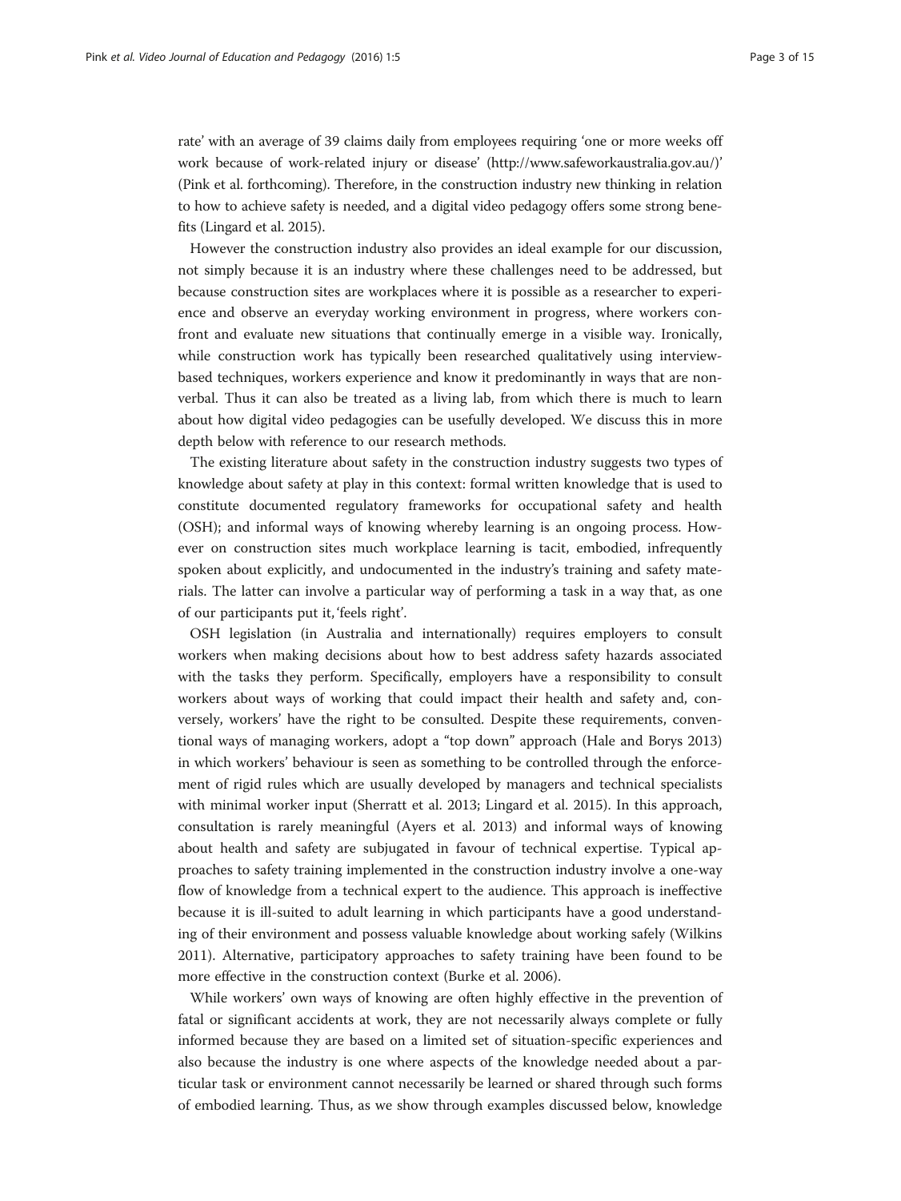rate' with an average of 39 claims daily from employees requiring 'one or more weeks off work because of work-related injury or disease' (http://www.safeworkaustralia.gov.au/)' (Pink et al. forthcoming). Therefore, in the construction industry new thinking in relation to how to achieve safety is needed, and a digital video pedagogy offers some strong benefits (Lingard et al. 2015).

However the construction industry also provides an ideal example for our discussion, not simply because it is an industry where these challenges need to be addressed, but because construction sites are workplaces where it is possible as a researcher to experience and observe an everyday working environment in progress, where workers confront and evaluate new situations that continually emerge in a visible way. Ironically, while construction work has typically been researched qualitatively using interview-based techniques, workers experience and know it predominantly in ways that are non-verbal. Thus it can also be treated as a living lab, from which there is much to learn about how digital video pedagogies can be usefully developed. We discuss this in more depth below with reference to our research methods.

The existing literature about safety in the construction industry suggests two types of knowledge about safety at play in this context: formal written knowledge that is used to constitute documented regulatory frameworks for occupational safety and health (OSH); and informal ways of knowing whereby learning is an ongoing process. However on construction sites much workplace learning is tacit, embodied, infrequently spoken about explicitly, and undocumented in the industry's training and safety materials. The latter can involve a particular way of performing a task in a way that, as one of our participants put it, 'feels right'.

OSH legislation (in Australia and internationally) requires employers to consult workers when making decisions about how to best address safety hazards associated with the tasks they perform. Specifically, employers have a responsibility to consult workers about ways of working that could impact their health and safety and, conversely, workers' have the right to be consulted. Despite these requirements, conventional ways of managing workers, adopt a "top down" approach (Hale and Borys 2013) in which workers' behaviour is seen as something to be controlled through the enforcement of rigid rules which are usually developed by managers and technical specialists with minimal worker input (Sherratt et al. 2013; Lingard et al. 2015). In this approach, consultation is rarely meaningful (Ayers et al. 2013) and informal ways of knowing about health and safety are subjugated in favour of technical expertise. Typical approaches to safety training implemented in the construction industry involve a one-way flow of knowledge from a technical expert to the audience. This approach is ineffective because it is ill-suited to adult learning in which participants have a good understanding of their environment and possess valuable knowledge about working safely (Wilkins 2011). Alternative, participatory approaches to safety training have been found to be more effective in the construction context (Burke et al. 2006).

While workers' own ways of knowing are often highly effective in the prevention of fatal or significant accidents at work, they are not necessarily always complete or fully informed because they are based on a limited set of situation-specific experiences and also because the industry is one where aspects of the knowledge needed about a particular task or environment cannot necessarily be learned or shared through such forms of embodied learning. Thus, as we show through examples discussed below, knowledge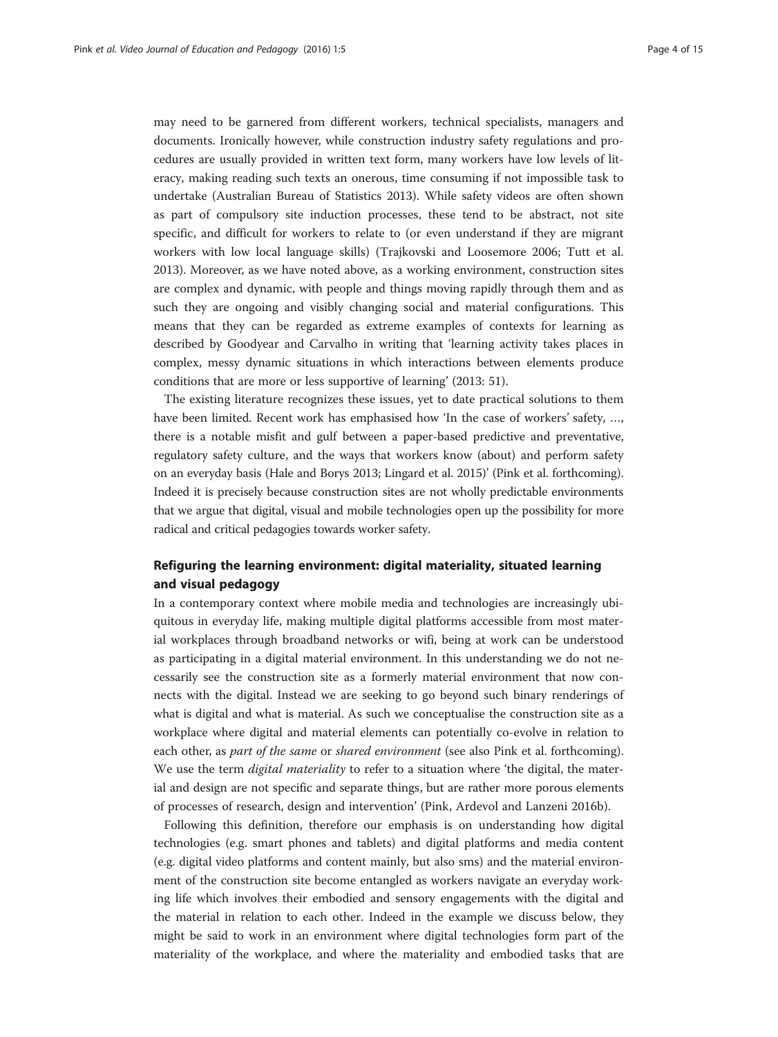may need to be garnered from different workers, technical specialists, managers and documents. Ironically however, while construction industry safety regulations and procedures are usually provided in written text form, many workers have low levels of literacy, making reading such texts an onerous, time consuming if not impossible task to undertake (Australian Bureau of Statistics 2013). While safety videos are often shown as part of compulsory site induction processes, these tend to be abstract, not site specific, and difficult for workers to relate to (or even understand if they are migrant workers with low local language skills) (Trajkovski and Loosemore 2006; Tutt et al. 2013). Moreover, as we have noted above, as a working environment, construction sites are complex and dynamic, with people and things moving rapidly through them and as such they are ongoing and visibly changing social and material configurations. This means that they can be regarded as extreme examples of contexts for learning as described by Goodyear and Carvalho in writing that 'learning activity takes places in complex, messy dynamic situations in which interactions between elements produce conditions that are more or less supportive of learning' (2013: 51).

The existing literature recognizes these issues, yet to date practical solutions to them have been limited. Recent work has emphasised how 'In the case of workers' safety, …, there is a notable misfit and gulf between a paper-based predictive and preventative, regulatory safety culture, and the ways that workers know (about) and perform safety on an everyday basis (Hale and Borys 2013; Lingard et al. 2015)' (Pink et al. forthcoming). Indeed it is precisely because construction sites are not wholly predictable environments that we argue that digital, visual and mobile technologies open up the possibility for more radical and critical pedagogies towards worker safety.

## Refiguring the learning environment: digital materiality, situated learning and visual pedagogy

In a contemporary context where mobile media and technologies are increasingly ubiquitous in everyday life, making multiple digital platforms accessible from most material workplaces through broadband networks or wifi, being at work can be understood as participating in a digital material environment. In this understanding we do not necessarily see the construction site as a formerly material environment that now connects with the digital. Instead we are seeking to go beyond such binary renderings of what is digital and what is material. As such we conceptualise the construction site as a workplace where digital and material elements can potentially co-evolve in relation to each other, as *part of the same* or *shared environment* (see also Pink et al. forthcoming). We use the term *digital materiality* to refer to a situation where 'the digital, the material and design are not specific and separate things, but are rather more porous elements of processes of research, design and intervention' (Pink, Ardevol and Lanzeni 2016b).

Following this definition, therefore our emphasis is on understanding how digital technologies (e.g. smart phones and tablets) and digital platforms and media content (e.g. digital video platforms and content mainly, but also sms) and the material environment of the construction site become entangled as workers navigate an everyday working life which involves their embodied and sensory engagements with the digital and the material in relation to each other. Indeed in the example we discuss below, they might be said to work in an environment where digital technologies form part of the materiality of the workplace, and where the materiality and embodied tasks that are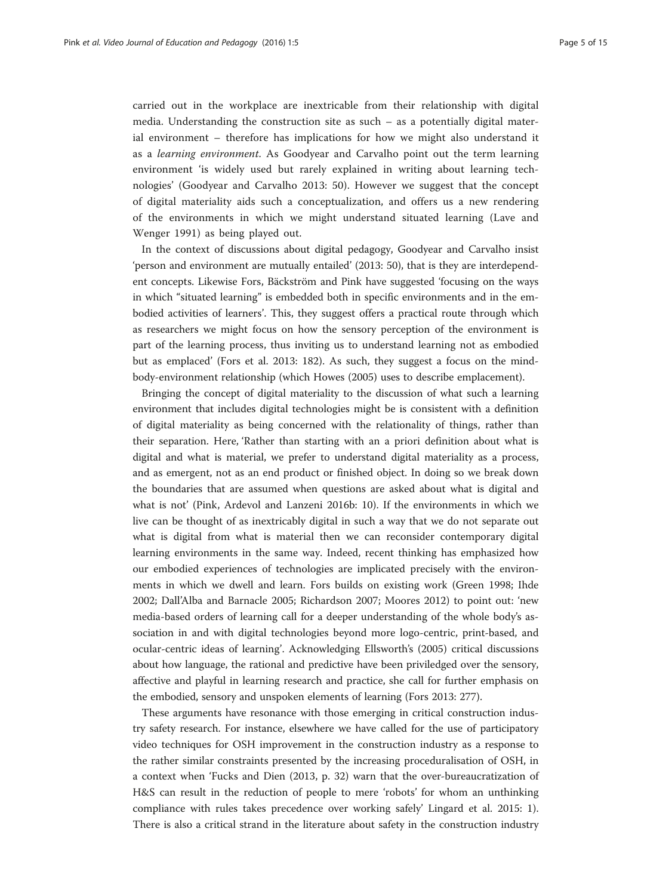carried out in the workplace are inextricable from their relationship with digital media. Understanding the construction site as such – as a potentially digital material environment – therefore has implications for how we might also understand it as a *learning environment*. As Goodyear and Carvalho point out the term learning environment 'is widely used but rarely explained in writing about learning technologies' (Goodyear and Carvalho 2013: 50). However we suggest that the concept of digital materiality aids such a conceptualization, and offers us a new rendering of the environments in which we might understand situated learning (Lave and Wenger 1991) as being played out.

In the context of discussions about digital pedagogy, Goodyear and Carvalho insist 'person and environment are mutually entailed' (2013: 50), that is they are interdependent concepts. Likewise Fors, Bäckström and Pink have suggested 'focusing on the ways in which "situated learning" is embedded both in specific environments and in the embodied activities of learners'. This, they suggest offers a practical route through which as researchers we might focus on how the sensory perception of the environment is part of the learning process, thus inviting us to understand learning not as embodied but as emplaced' (Fors et al. 2013: 182). As such, they suggest a focus on the mind-body-environment relationship (which Howes (2005) uses to describe emplacement).

Bringing the concept of digital materiality to the discussion of what such a learning environment that includes digital technologies might be is consistent with a definition of digital materiality as being concerned with the relationality of things, rather than their separation. Here, 'Rather than starting with an a priori definition about what is digital and what is material, we prefer to understand digital materiality as a process, and as emergent, not as an end product or finished object. In doing so we break down the boundaries that are assumed when questions are asked about what is digital and what is not' (Pink, Ardevol and Lanzeni 2016b: 10). If the environments in which we live can be thought of as inextricably digital in such a way that we do not separate out what is digital from what is material then we can reconsider contemporary digital learning environments in the same way. Indeed, recent thinking has emphasized how our embodied experiences of technologies are implicated precisely with the environments in which we dwell and learn. Fors builds on existing work (Green 1998; Ihde 2002; Dall'Alba and Barnacle 2005; Richardson 2007; Moores 2012) to point out: 'new media-based orders of learning call for a deeper understanding of the whole body's association in and with digital technologies beyond more logo-centric, print-based, and ocular-centric ideas of learning'. Acknowledging Ellsworth's (2005) critical discussions about how language, the rational and predictive have been priviledged over the sensory, affective and playful in learning research and practice, she call for further emphasis on the embodied, sensory and unspoken elements of learning (Fors 2013: 277).

These arguments have resonance with those emerging in critical construction industry safety research. For instance, elsewhere we have called for the use of participatory video techniques for OSH improvement in the construction industry as a response to the rather similar constraints presented by the increasing proceduralisation of OSH, in a context when 'Fucks and Dien (2013, p. 32) warn that the over-bureaucratization of H&S can result in the reduction of people to mere 'robots' for whom an unthinking compliance with rules takes precedence over working safely' Lingard et al. 2015: 1). There is also a critical strand in the literature about safety in the construction industry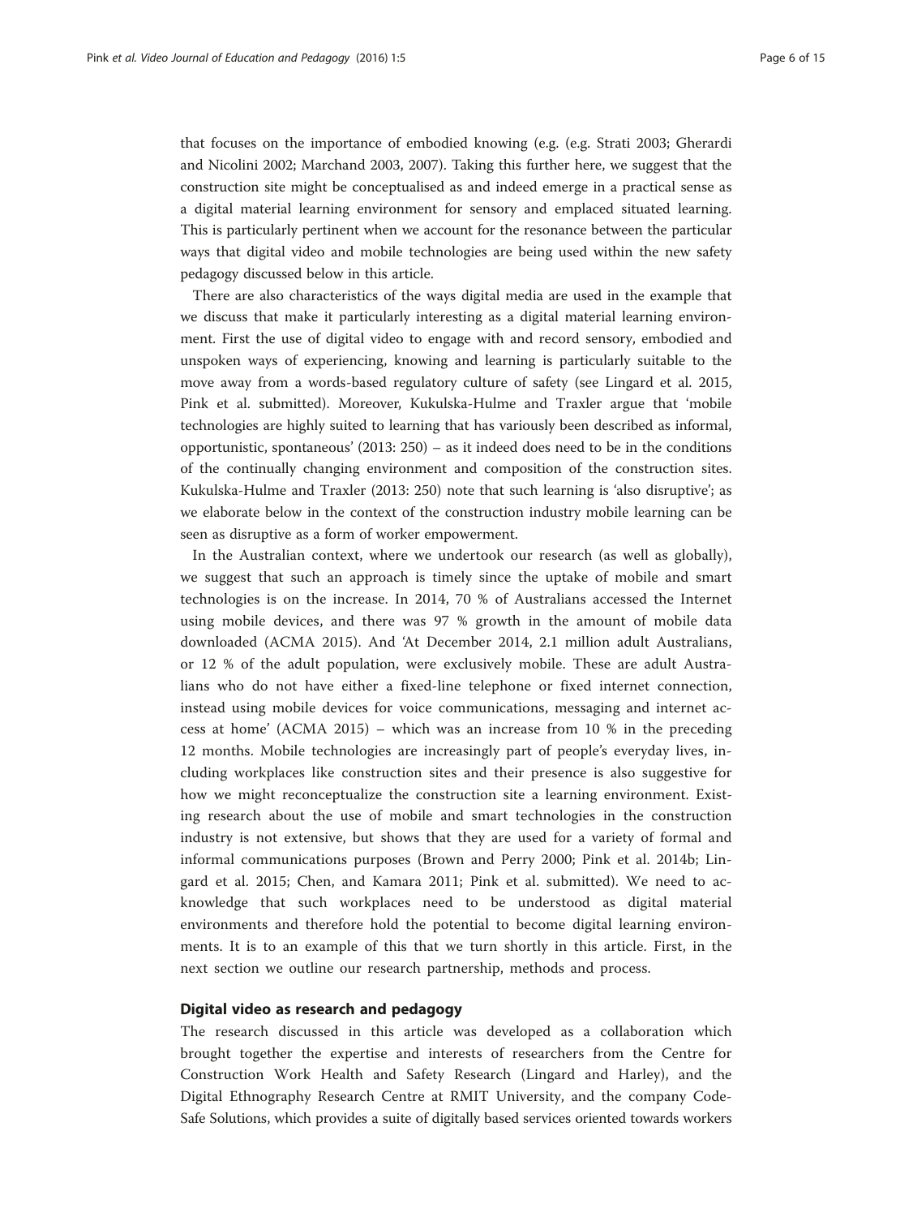that focuses on the importance of embodied knowing (e.g. (e.g. Strati 2003; Gherardi and Nicolini 2002; Marchand 2003, 2007). Taking this further here, we suggest that the construction site might be conceptualised as and indeed emerge in a practical sense as a digital material learning environment for sensory and emplaced situated learning. This is particularly pertinent when we account for the resonance between the particular ways that digital video and mobile technologies are being used within the new safety pedagogy discussed below in this article.

There are also characteristics of the ways digital media are used in the example that we discuss that make it particularly interesting as a digital material learning environment. First the use of digital video to engage with and record sensory, embodied and unspoken ways of experiencing, knowing and learning is particularly suitable to the move away from a words-based regulatory culture of safety (see Lingard et al. 2015, Pink et al. submitted). Moreover, Kukulska-Hulme and Traxler argue that 'mobile technologies are highly suited to learning that has variously been described as informal, opportunistic, spontaneous' (2013: 250) – as it indeed does need to be in the conditions of the continually changing environment and composition of the construction sites. Kukulska-Hulme and Traxler (2013: 250) note that such learning is 'also disruptive'; as we elaborate below in the context of the construction industry mobile learning can be seen as disruptive as a form of worker empowerment.

In the Australian context, where we undertook our research (as well as globally), we suggest that such an approach is timely since the uptake of mobile and smart technologies is on the increase. In 2014, 70 % of Australians accessed the Internet using mobile devices, and there was 97 % growth in the amount of mobile data downloaded (ACMA 2015). And 'At December 2014, 2.1 million adult Australians, or 12 % of the adult population, were exclusively mobile. These are adult Australians who do not have either a fixed-line telephone or fixed internet connection, instead using mobile devices for voice communications, messaging and internet access at home' (ACMA 2015) – which was an increase from 10 % in the preceding 12 months. Mobile technologies are increasingly part of people's everyday lives, including workplaces like construction sites and their presence is also suggestive for how we might reconceptualize the construction site a learning environment. Existing research about the use of mobile and smart technologies in the construction industry is not extensive, but shows that they are used for a variety of formal and informal communications purposes (Brown and Perry 2000; Pink et al. 2014b; Lingard et al. 2015; Chen, and Kamara 2011; Pink et al. submitted). We need to acknowledge that such workplaces need to be understood as digital material environments and therefore hold the potential to become digital learning environments. It is to an example of this that we turn shortly in this article. First, in the next section we outline our research partnership, methods and process.

## Digital video as research and pedagogy

The research discussed in this article was developed as a collaboration which brought together the expertise and interests of researchers from the Centre for Construction Work Health and Safety Research (Lingard and Harley), and the Digital Ethnography Research Centre at RMIT University, and the company Code-Safe Solutions, which provides a suite of digitally based services oriented towards workers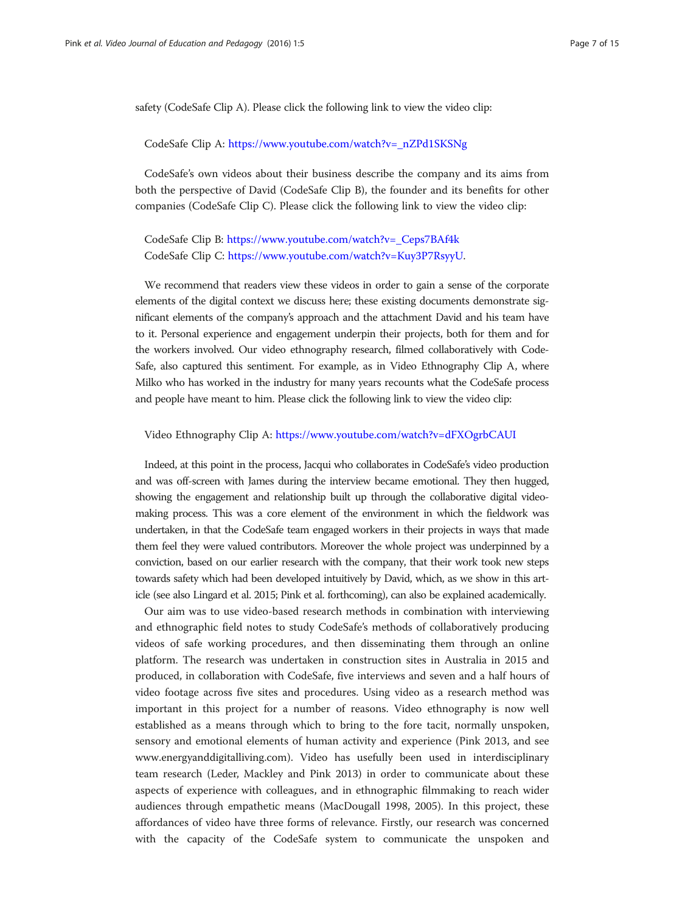safety (CodeSafe Clip A). Please click the following link to view the video clip:

CodeSafe Clip A: https://www.youtube.com/watch?v=_nZPd1SKSNg

CodeSafe's own videos about their business describe the company and its aims from both the perspective of David (CodeSafe Clip B), the founder and its benefits for other companies (CodeSafe Clip C). Please click the following link to view the video clip:

CodeSafe Clip B: https://www.youtube.com/watch?v=_Ceps7BAf4k
CodeSafe Clip C: https://www.youtube.com/watch?v=Kuy3P7RsyyU.

We recommend that readers view these videos in order to gain a sense of the corporate elements of the digital context we discuss here; these existing documents demonstrate significant elements of the company's approach and the attachment David and his team have to it. Personal experience and engagement underpin their projects, both for them and for the workers involved. Our video ethnography research, filmed collaboratively with CodeSafe, also captured this sentiment. For example, as in Video Ethnography Clip A, where Milko who has worked in the industry for many years recounts what the CodeSafe process and people have meant to him. Please click the following link to view the video clip:

Video Ethnography Clip A: https://www.youtube.com/watch?v=dFXOgrbCAUI

Indeed, at this point in the process, Jacqui who collaborates in CodeSafe's video production and was off-screen with James during the interview became emotional. They then hugged, showing the engagement and relationship built up through the collaborative digital video-making process. This was a core element of the environment in which the fieldwork was undertaken, in that the CodeSafe team engaged workers in their projects in ways that made them feel they were valued contributors. Moreover the whole project was underpinned by a conviction, based on our earlier research with the company, that their work took new steps towards safety which had been developed intuitively by David, which, as we show in this article (see also Lingard et al. 2015; Pink et al. forthcoming), can also be explained academically.

Our aim was to use video-based research methods in combination with interviewing and ethnographic field notes to study CodeSafe's methods of collaboratively producing videos of safe working procedures, and then disseminating them through an online platform. The research was undertaken in construction sites in Australia in 2015 and produced, in collaboration with CodeSafe, five interviews and seven and a half hours of video footage across five sites and procedures. Using video as a research method was important in this project for a number of reasons. Video ethnography is now well established as a means through which to bring to the fore tacit, normally unspoken, sensory and emotional elements of human activity and experience (Pink 2013, and see www.energyanddigitalliving.com). Video has usefully been used in interdisciplinary team research (Leder, Mackley and Pink 2013) in order to communicate about these aspects of experience with colleagues, and in ethnographic filmmaking to reach wider audiences through empathetic means (MacDougall 1998, 2005). In this project, these affordances of video have three forms of relevance. Firstly, our research was concerned with the capacity of the CodeSafe system to communicate the unspoken and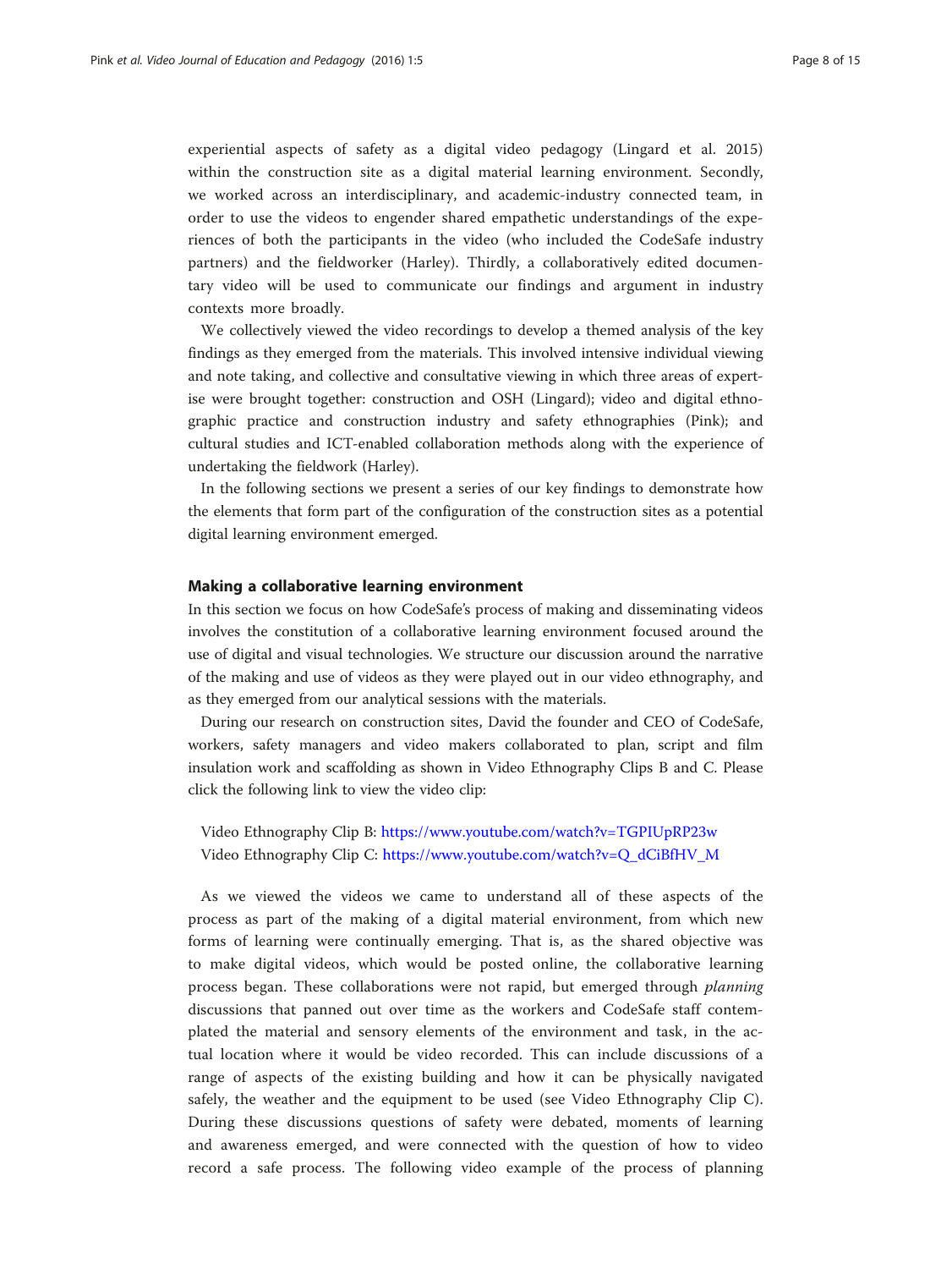experiential aspects of safety as a digital video pedagogy (Lingard et al. 2015) within the construction site as a digital material learning environment. Secondly, we worked across an interdisciplinary, and academic-industry connected team, in order to use the videos to engender shared empathetic understandings of the experiences of both the participants in the video (who included the CodeSafe industry partners) and the fieldworker (Harley). Thirdly, a collaboratively edited documentary video will be used to communicate our findings and argument in industry contexts more broadly.

We collectively viewed the video recordings to develop a themed analysis of the key findings as they emerged from the materials. This involved intensive individual viewing and note taking, and collective and consultative viewing in which three areas of expertise were brought together: construction and OSH (Lingard); video and digital ethnographic practice and construction industry and safety ethnographies (Pink); and cultural studies and ICT-enabled collaboration methods along with the experience of undertaking the fieldwork (Harley).

In the following sections we present a series of our key findings to demonstrate how the elements that form part of the configuration of the construction sites as a potential digital learning environment emerged.

## Making a collaborative learning environment

In this section we focus on how CodeSafe's process of making and disseminating videos involves the constitution of a collaborative learning environment focused around the use of digital and visual technologies. We structure our discussion around the narrative of the making and use of videos as they were played out in our video ethnography, and as they emerged from our analytical sessions with the materials.

During our research on construction sites, David the founder and CEO of CodeSafe, workers, safety managers and video makers collaborated to plan, script and film insulation work and scaffolding as shown in Video Ethnography Clips B and C. Please click the following link to view the video clip:

Video Ethnography Clip B: https://www.youtube.com/watch?v=TGPIUpRP23w
Video Ethnography Clip C: https://www.youtube.com/watch?v=Q_dCiBfHV_M

As we viewed the videos we came to understand all of these aspects of the process as part of the making of a digital material environment, from which new forms of learning were continually emerging. That is, as the shared objective was to make digital videos, which would be posted online, the collaborative learning process began. These collaborations were not rapid, but emerged through *planning* discussions that panned out over time as the workers and CodeSafe staff contemplated the material and sensory elements of the environment and task, in the actual location where it would be video recorded. This can include discussions of a range of aspects of the existing building and how it can be physically navigated safely, the weather and the equipment to be used (see Video Ethnography Clip C). During these discussions questions of safety were debated, moments of learning and awareness emerged, and were connected with the question of how to video record a safe process. The following video example of the process of planning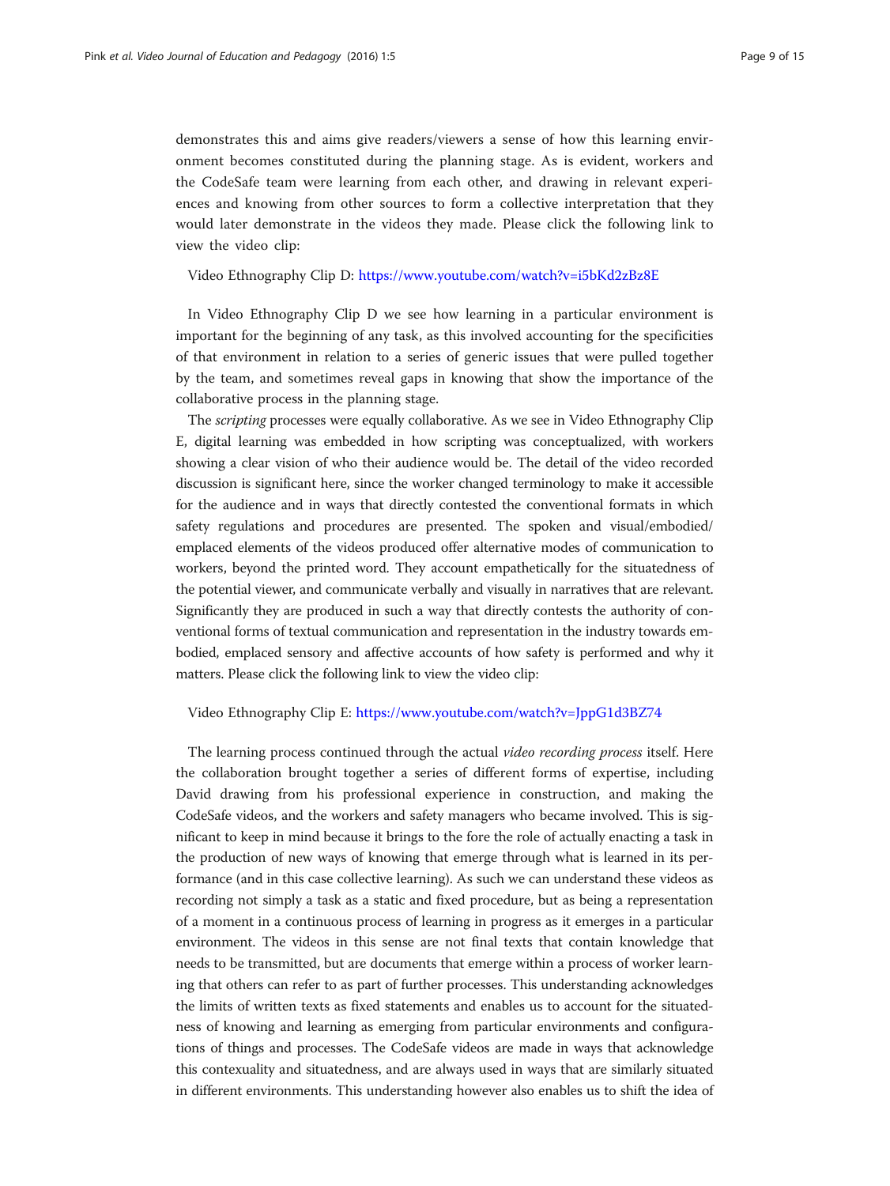demonstrates this and aims give readers/viewers a sense of how this learning environment becomes constituted during the planning stage. As is evident, workers and the CodeSafe team were learning from each other, and drawing in relevant experiences and knowing from other sources to form a collective interpretation that they would later demonstrate in the videos they made. Please click the following link to view the video clip:

Video Ethnography Clip D: https://www.youtube.com/watch?v=i5bKd2zBz8E

In Video Ethnography Clip D we see how learning in a particular environment is important for the beginning of any task, as this involved accounting for the specificities of that environment in relation to a series of generic issues that were pulled together by the team, and sometimes reveal gaps in knowing that show the importance of the collaborative process in the planning stage.

The *scripting* processes were equally collaborative. As we see in Video Ethnography Clip E, digital learning was embedded in how scripting was conceptualized, with workers showing a clear vision of who their audience would be. The detail of the video recorded discussion is significant here, since the worker changed terminology to make it accessible for the audience and in ways that directly contested the conventional formats in which safety regulations and procedures are presented. The spoken and visual/embodied/emplaced elements of the videos produced offer alternative modes of communication to workers, beyond the printed word. They account empathetically for the situatedness of the potential viewer, and communicate verbally and visually in narratives that are relevant. Significantly they are produced in such a way that directly contests the authority of conventional forms of textual communication and representation in the industry towards embodied, emplaced sensory and affective accounts of how safety is performed and why it matters. Please click the following link to view the video clip:

Video Ethnography Clip E: https://www.youtube.com/watch?v=JppG1d3BZ74

The learning process continued through the actual *video recording process* itself. Here the collaboration brought together a series of different forms of expertise, including David drawing from his professional experience in construction, and making the CodeSafe videos, and the workers and safety managers who became involved. This is significant to keep in mind because it brings to the fore the role of actually enacting a task in the production of new ways of knowing that emerge through what is learned in its performance (and in this case collective learning). As such we can understand these videos as recording not simply a task as a static and fixed procedure, but as being a representation of a moment in a continuous process of learning in progress as it emerges in a particular environment. The videos in this sense are not final texts that contain knowledge that needs to be transmitted, but are documents that emerge within a process of worker learning that others can refer to as part of further processes. This understanding acknowledges the limits of written texts as fixed statements and enables us to account for the situatedness of knowing and learning as emerging from particular environments and configurations of things and processes. The CodeSafe videos are made in ways that acknowledge this contexuality and situatedness, and are always used in ways that are similarly situated in different environments. This understanding however also enables us to shift the idea of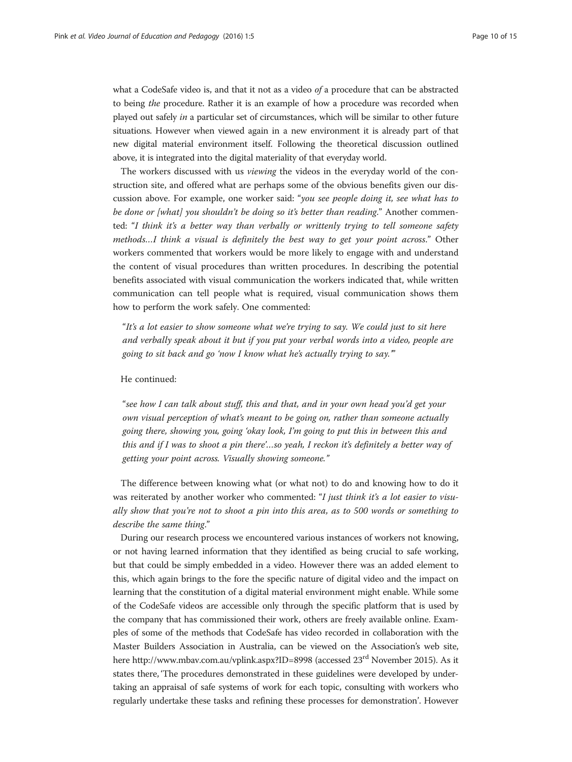what a CodeSafe video is, and that it not as a video *of* a procedure that can be abstracted to being *the* procedure. Rather it is an example of how a procedure was recorded when played out safely *in* a particular set of circumstances, which will be similar to other future situations. However when viewed again in a new environment it is already part of that new digital material environment itself. Following the theoretical discussion outlined above, it is integrated into the digital materiality of that everyday world.

The workers discussed with us *viewing* the videos in the everyday world of the construction site, and offered what are perhaps some of the obvious benefits given our discussion above. For example, one worker said: "*you see people doing it, see what has to be done or [what] you shouldn't be doing so it's better than reading*." Another commented: "*I think it's a better way than verbally or writtenly trying to tell someone safety methods…I think a visual is definitely the best way to get your point across*." Other workers commented that workers would be more likely to engage with and understand the content of visual procedures than written procedures. In describing the potential benefits associated with visual communication the workers indicated that, while written communication can tell people what is required, visual communication shows them how to perform the work safely. One commented:

> "*It's a lot easier to show someone what we're trying to say. We could just to sit here and verbally speak about it but if you put your verbal words into a video, people are going to sit back and go 'now I know what he's actually trying to say.'*"

He continued:

> "*see how I can talk about stuff, this and that, and in your own head you'd get your own visual perception of what's meant to be going on, rather than someone actually going there, showing you, going 'okay look, I'm going to put this in between this and this and if I was to shoot a pin there'…so yeah, I reckon it's definitely a better way of getting your point across. Visually showing someone.*"

The difference between knowing what (or what not) to do and knowing how to do it was reiterated by another worker who commented: "*I just think it's a lot easier to visually show that you're not to shoot a pin into this area, as to 500 words or something to describe the same thing*."

During our research process we encountered various instances of workers not knowing, or not having learned information that they identified as being crucial to safe working, but that could be simply embedded in a video. However there was an added element to this, which again brings to the fore the specific nature of digital video and the impact on learning that the constitution of a digital material environment might enable. While some of the CodeSafe videos are accessible only through the specific platform that is used by the company that has commissioned their work, others are freely available online. Examples of some of the methods that CodeSafe has video recorded in collaboration with the Master Builders Association in Australia, can be viewed on the Association's web site, here http://www.mbav.com.au/vplink.aspx?ID=8998 (accessed 23rd November 2015). As it states there, 'The procedures demonstrated in these guidelines were developed by undertaking an appraisal of safe systems of work for each topic, consulting with workers who regularly undertake these tasks and refining these processes for demonstration'. However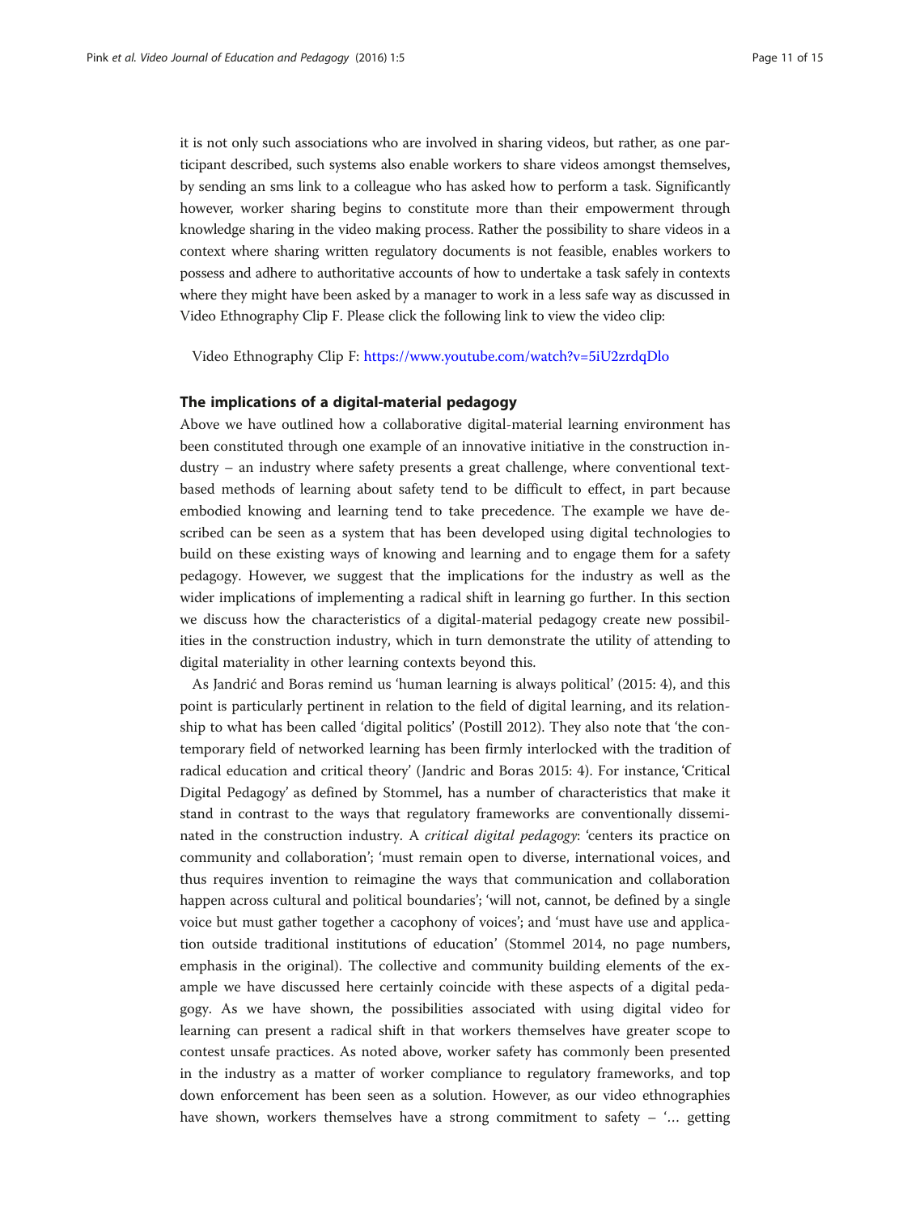it is not only such associations who are involved in sharing videos, but rather, as one participant described, such systems also enable workers to share videos amongst themselves, by sending an sms link to a colleague who has asked how to perform a task. Significantly however, worker sharing begins to constitute more than their empowerment through knowledge sharing in the video making process. Rather the possibility to share videos in a context where sharing written regulatory documents is not feasible, enables workers to possess and adhere to authoritative accounts of how to undertake a task safely in contexts where they might have been asked by a manager to work in a less safe way as discussed in Video Ethnography Clip F. Please click the following link to view the video clip:

Video Ethnography Clip F: https://www.youtube.com/watch?v=5iU2zrdqDlo

## The implications of a digital-material pedagogy

Above we have outlined how a collaborative digital-material learning environment has been constituted through one example of an innovative initiative in the construction industry – an industry where safety presents a great challenge, where conventional text-based methods of learning about safety tend to be difficult to effect, in part because embodied knowing and learning tend to take precedence. The example we have described can be seen as a system that has been developed using digital technologies to build on these existing ways of knowing and learning and to engage them for a safety pedagogy. However, we suggest that the implications for the industry as well as the wider implications of implementing a radical shift in learning go further. In this section we discuss how the characteristics of a digital-material pedagogy create new possibilities in the construction industry, which in turn demonstrate the utility of attending to digital materiality in other learning contexts beyond this.

As Jandrić and Boras remind us 'human learning is always political' (2015: 4), and this point is particularly pertinent in relation to the field of digital learning, and its relationship to what has been called 'digital politics' (Postill 2012). They also note that 'the contemporary field of networked learning has been firmly interlocked with the tradition of radical education and critical theory' (Jandric and Boras 2015: 4). For instance, 'Critical Digital Pedagogy' as defined by Stommel, has a number of characteristics that make it stand in contrast to the ways that regulatory frameworks are conventionally disseminated in the construction industry. A *critical digital pedagogy*: 'centers its practice on community and collaboration'; 'must remain open to diverse, international voices, and thus requires invention to reimagine the ways that communication and collaboration happen across cultural and political boundaries'; 'will not, cannot, be defined by a single voice but must gather together a cacophony of voices'; and 'must have use and application outside traditional institutions of education' (Stommel 2014, no page numbers, emphasis in the original). The collective and community building elements of the example we have discussed here certainly coincide with these aspects of a digital pedagogy. As we have shown, the possibilities associated with using digital video for learning can present a radical shift in that workers themselves have greater scope to contest unsafe practices. As noted above, worker safety has commonly been presented in the industry as a matter of worker compliance to regulatory frameworks, and top down enforcement has been seen as a solution. However, as our video ethnographies have shown, workers themselves have a strong commitment to safety – '... getting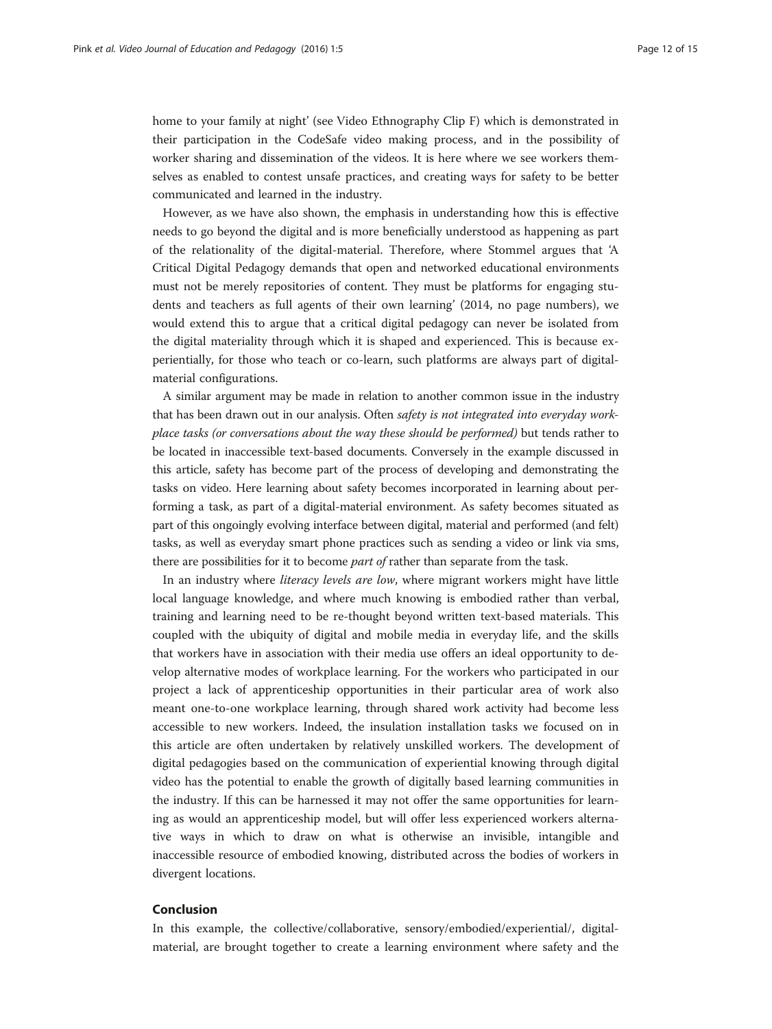home to your family at night' (see Video Ethnography Clip F) which is demonstrated in their participation in the CodeSafe video making process, and in the possibility of worker sharing and dissemination of the videos. It is here where we see workers themselves as enabled to contest unsafe practices, and creating ways for safety to be better communicated and learned in the industry.

However, as we have also shown, the emphasis in understanding how this is effective needs to go beyond the digital and is more beneficially understood as happening as part of the relationality of the digital-material. Therefore, where Stommel argues that 'A Critical Digital Pedagogy demands that open and networked educational environments must not be merely repositories of content. They must be platforms for engaging students and teachers as full agents of their own learning' (2014, no page numbers), we would extend this to argue that a critical digital pedagogy can never be isolated from the digital materiality through which it is shaped and experienced. This is because experientially, for those who teach or co-learn, such platforms are always part of digital-material configurations.

A similar argument may be made in relation to another common issue in the industry that has been drawn out in our analysis. Often *safety is not integrated into everyday workplace tasks (or conversations about the way these should be performed)* but tends rather to be located in inaccessible text-based documents. Conversely in the example discussed in this article, safety has become part of the process of developing and demonstrating the tasks on video. Here learning about safety becomes incorporated in learning about performing a task, as part of a digital-material environment. As safety becomes situated as part of this ongoingly evolving interface between digital, material and performed (and felt) tasks, as well as everyday smart phone practices such as sending a video or link via sms, there are possibilities for it to become *part of* rather than separate from the task.

In an industry where *literacy levels are low*, where migrant workers might have little local language knowledge, and where much knowing is embodied rather than verbal, training and learning need to be re-thought beyond written text-based materials. This coupled with the ubiquity of digital and mobile media in everyday life, and the skills that workers have in association with their media use offers an ideal opportunity to develop alternative modes of workplace learning. For the workers who participated in our project a lack of apprenticeship opportunities in their particular area of work also meant one-to-one workplace learning, through shared work activity had become less accessible to new workers. Indeed, the insulation installation tasks we focused on in this article are often undertaken by relatively unskilled workers. The development of digital pedagogies based on the communication of experiential knowing through digital video has the potential to enable the growth of digitally based learning communities in the industry. If this can be harnessed it may not offer the same opportunities for learning as would an apprenticeship model, but will offer less experienced workers alternative ways in which to draw on what is otherwise an invisible, intangible and inaccessible resource of embodied knowing, distributed across the bodies of workers in divergent locations.

## Conclusion

In this example, the collective/collaborative, sensory/embodied/experiential/, digital-material, are brought together to create a learning environment where safety and the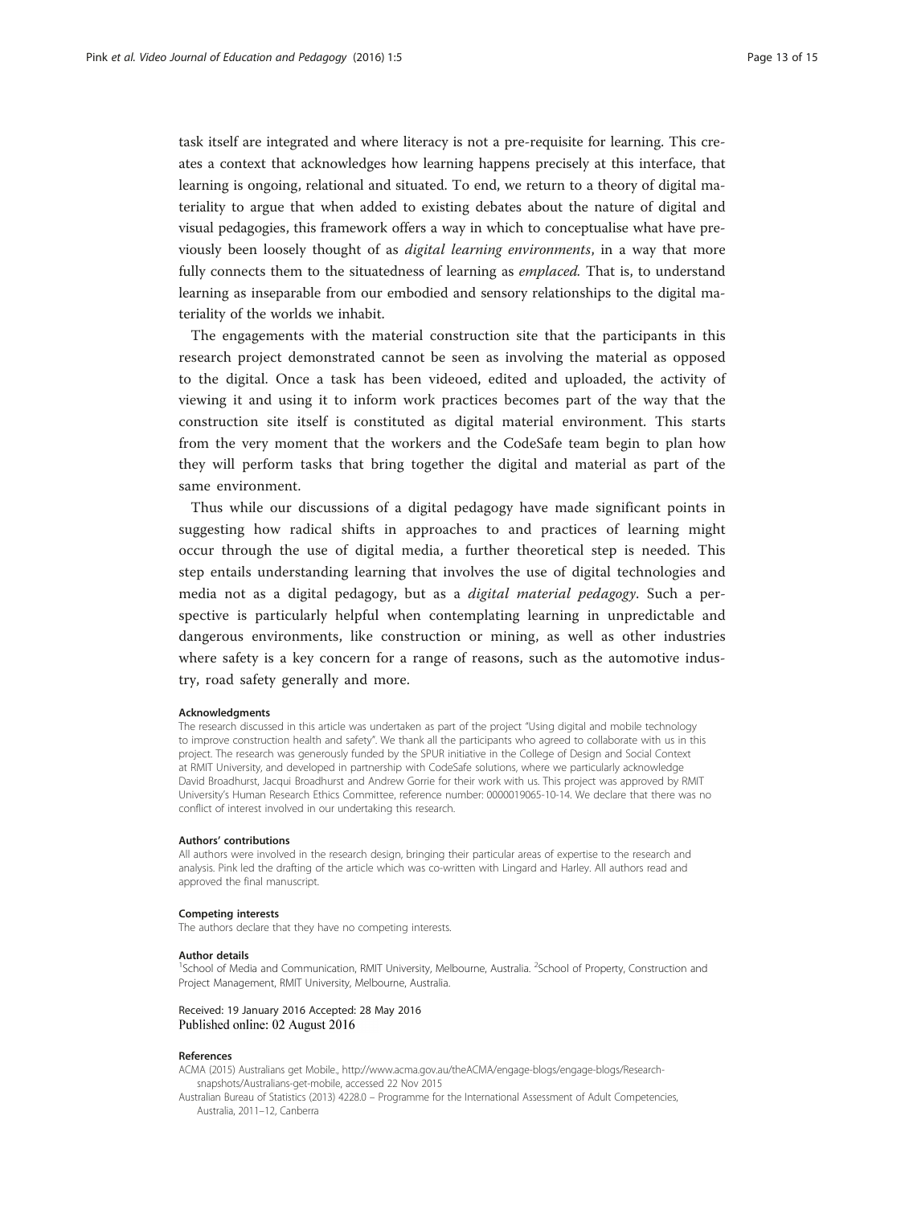task itself are integrated and where literacy is not a pre-requisite for learning. This creates a context that acknowledges how learning happens precisely at this interface, that learning is ongoing, relational and situated. To end, we return to a theory of digital materiality to argue that when added to existing debates about the nature of digital and visual pedagogies, this framework offers a way in which to conceptualise what have previously been loosely thought of as *digital learning environments*, in a way that more fully connects them to the situatedness of learning as *emplaced*. That is, to understand learning as inseparable from our embodied and sensory relationships to the digital materiality of the worlds we inhabit.

The engagements with the material construction site that the participants in this research project demonstrated cannot be seen as involving the material as opposed to the digital. Once a task has been videoed, edited and uploaded, the activity of viewing it and using it to inform work practices becomes part of the way that the construction site itself is constituted as digital material environment. This starts from the very moment that the workers and the CodeSafe team begin to plan how they will perform tasks that bring together the digital and material as part of the same environment.

Thus while our discussions of a digital pedagogy have made significant points in suggesting how radical shifts in approaches to and practices of learning might occur through the use of digital media, a further theoretical step is needed. This step entails understanding learning that involves the use of digital technologies and media not as a digital pedagogy, but as a *digital material pedagogy*. Such a perspective is particularly helpful when contemplating learning in unpredictable and dangerous environments, like construction or mining, as well as other industries where safety is a key concern for a range of reasons, such as the automotive industry, road safety generally and more.

#### Acknowledgments

The research discussed in this article was undertaken as part of the project "Using digital and mobile technology to improve construction health and safety". We thank all the participants who agreed to collaborate with us in this project. The research was generously funded by the SPUR initiative in the College of Design and Social Context at RMIT University, and developed in partnership with CodeSafe solutions, where we particularly acknowledge David Broadhurst, Jacqui Broadhurst and Andrew Gorrie for their work with us. This project was approved by RMIT University's Human Research Ethics Committee, reference number: 0000019065-10-14. We declare that there was no conflict of interest involved in our undertaking this research.

#### Authors' contributions

All authors were involved in the research design, bringing their particular areas of expertise to the research and analysis. Pink led the drafting of the article which was co-written with Lingard and Harley. All authors read and approved the final manuscript.

#### Competing interests

The authors declare that they have no competing interests.

#### Author details

[1]School of Media and Communication, RMIT University, Melbourne, Australia. [2]School of Property, Construction and Project Management, RMIT University, Melbourne, Australia.

Received: 19 January 2016 Accepted: 28 May 2016
Published online: 02 August 2016

#### References

ACMA (2015) Australians get Mobile., http://www.acma.gov.au/theACMA/engage-blogs/engage-blogs/Research-snapshots/Australians-get-mobile, accessed 22 Nov 2015

Australian Bureau of Statistics (2013) 4228.0 – Programme for the International Assessment of Adult Competencies, Australia, 2011–12, Canberra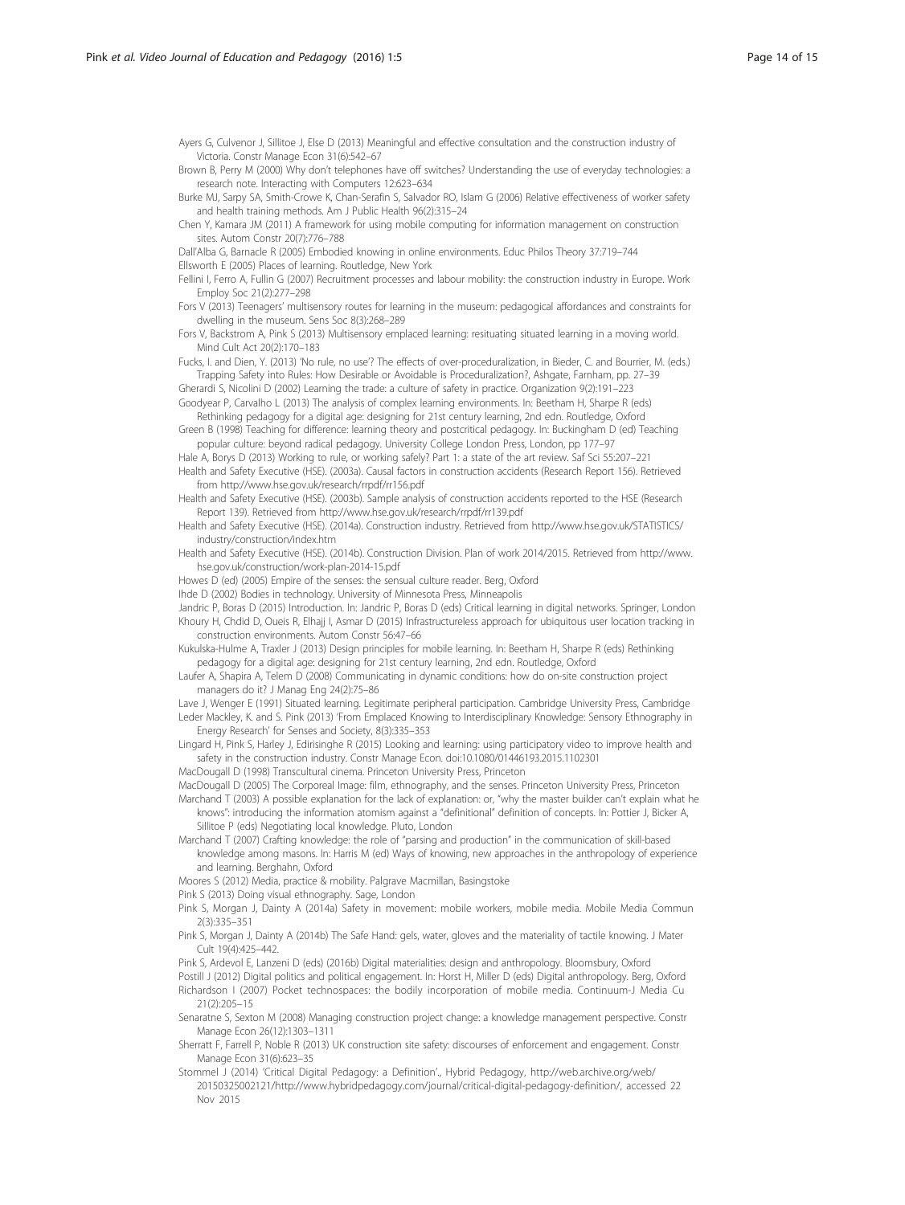Ayers G, Culvenor J, Sillitoe J, Else D (2013) Meaningful and effective consultation and the construction industry of Victoria. Constr Manage Econ 31(6):542–67

Brown B, Perry M (2000) Why don't telephones have off switches? Understanding the use of everyday technologies: a research note. Interacting with Computers 12:623–634

Burke MJ, Sarpy SA, Smith-Crowe K, Chan-Serafin S, Salvador RO, Islam G (2006) Relative effectiveness of worker safety and health training methods. Am J Public Health 96(2):315–24

Chen Y, Kamara JM (2011) A framework for using mobile computing for information management on construction sites. Autom Constr 20(7):776–788

Dall'Alba G, Barnacle R (2005) Embodied knowing in online environments. Educ Philos Theory 37:719–744

Ellsworth E (2005) Places of learning. Routledge, New York

Fellini I, Ferro A, Fullin G (2007) Recruitment processes and labour mobility: the construction industry in Europe. Work Employ Soc 21(2):277–298

Fors V (2013) Teenagers' multisensory routes for learning in the museum: pedagogical affordances and constraints for dwelling in the museum. Sens Soc 8(3):268–289

Fors V, Backstrom A, Pink S (2013) Multisensory emplaced learning: resituating situated learning in a moving world. Mind Cult Act 20(2):170–183

Fucks, I. and Dien, Y. (2013) 'No rule, no use'? The effects of over-proceduralization, in Bieder, C. and Bourrier, M. (eds.) Trapping Safety into Rules: How Desirable or Avoidable is Proceduralization?, Ashgate, Farnham, pp. 27–39

Gherardi S, Nicolini D (2002) Learning the trade: a culture of safety in practice. Organization 9(2):191–223

Goodyear P, Carvalho L (2013) The analysis of complex learning environments. In: Beetham H, Sharpe R (eds) Rethinking pedagogy for a digital age: designing for 21st century learning, 2nd edn. Routledge, Oxford

Green B (1998) Teaching for difference: learning theory and postcritical pedagogy. In: Buckingham D (ed) Teaching popular culture: beyond radical pedagogy. University College London Press, London, pp 177–97

Hale A, Borys D (2013) Working to rule, or working safely? Part 1: a state of the art review. Saf Sci 55:207–221

Health and Safety Executive (HSE). (2003a). Causal factors in construction accidents (Research Report 156). Retrieved from http://www.hse.gov.uk/research/rrpdf/rr156.pdf

Health and Safety Executive (HSE). (2003b). Sample analysis of construction accidents reported to the HSE (Research Report 139). Retrieved from http://www.hse.gov.uk/research/rrpdf/rr139.pdf

Health and Safety Executive (HSE). (2014a). Construction industry. Retrieved from http://www.hse.gov.uk/STATISTICS/industry/construction/index.htm

Health and Safety Executive (HSE). (2014b). Construction Division. Plan of work 2014/2015. Retrieved from http://www.hse.gov.uk/construction/work-plan-2014-15.pdf

Howes D (ed) (2005) Empire of the senses: the sensual culture reader. Berg, Oxford

Ihde D (2002) Bodies in technology. University of Minnesota Press, Minneapolis

Jandric P, Boras D (2015) Introduction. In: Jandric P, Boras D (eds) Critical learning in digital networks. Springer, London

Khoury H, Chdid D, Oueis R, Elhajj I, Asmar D (2015) Infrastructureless approach for ubiquitous user location tracking in construction environments. Autom Constr 56:47–66

Kukulska-Hulme A, Traxler J (2013) Design principles for mobile learning. In: Beetham H, Sharpe R (eds) Rethinking pedagogy for a digital age: designing for 21st century learning, 2nd edn. Routledge, Oxford

Laufer A, Shapira A, Telem D (2008) Communicating in dynamic conditions: how do on-site construction project managers do it? J Manag Eng 24(2):75–86

Lave J, Wenger E (1991) Situated learning. Legitimate peripheral participation. Cambridge University Press, Cambridge

Leder Mackley, K. and S. Pink (2013) 'From Emplaced Knowing to Interdisciplinary Knowledge: Sensory Ethnography in Energy Research' for Senses and Society, 8(3):335–353

Lingard H, Pink S, Harley J, Edirisinghe R (2015) Looking and learning: using participatory video to improve health and safety in the construction industry. Constr Manage Econ. doi:10.1080/01446193.2015.1102301

MacDougall D (1998) Transcultural cinema. Princeton University Press, Princeton

MacDougall D (2005) The Corporeal Image: film, ethnography, and the senses. Princeton University Press, Princeton

Marchand T (2003) A possible explanation for the lack of explanation: or, "why the master builder can't explain what he knows": introducing the information atomism against a "definitional" definition of concepts. In: Pottier J, Bicker A, Sillitoe P (eds) Negotiating local knowledge. Pluto, London

Marchand T (2007) Crafting knowledge: the role of "parsing and production" in the communication of skill-based knowledge among masons. In: Harris M (ed) Ways of knowing, new approaches in the anthropology of experience and learning. Berghahn, Oxford

Moores S (2012) Media, practice & mobility. Palgrave Macmillan, Basingstoke

Pink S (2013) Doing visual ethnography. Sage, London

Pink S, Morgan J, Dainty A (2014a) Safety in movement: mobile workers, mobile media. Mobile Media Commun 2(3):335–351

Pink S, Morgan J, Dainty A (2014b) The Safe Hand: gels, water, gloves and the materiality of tactile knowing. J Mater Cult 19(4):425–442.

Pink S, Ardevol E, Lanzeni D (eds) (2016b) Digital materialities: design and anthropology. Bloomsbury, Oxford

Postill J (2012) Digital politics and political engagement. In: Horst H, Miller D (eds) Digital anthropology. Berg, Oxford

Richardson I (2007) Pocket technospaces: the bodily incorporation of mobile media. Continuum-J Media Cu 21(2):205–15

Senaratne S, Sexton M (2008) Managing construction project change: a knowledge management perspective. Constr Manage Econ 26(12):1303–1311

Sherratt F, Farrell P, Noble R (2013) UK construction site safety: discourses of enforcement and engagement. Constr Manage Econ 31(6):623–35

Stommel J (2014) 'Critical Digital Pedagogy: a Definition'., Hybrid Pedagogy, http://web.archive.org/web/20150325002121/http://www.hybridpedagogy.com/journal/critical-digital-pedagogy-definition/, accessed 22 Nov 2015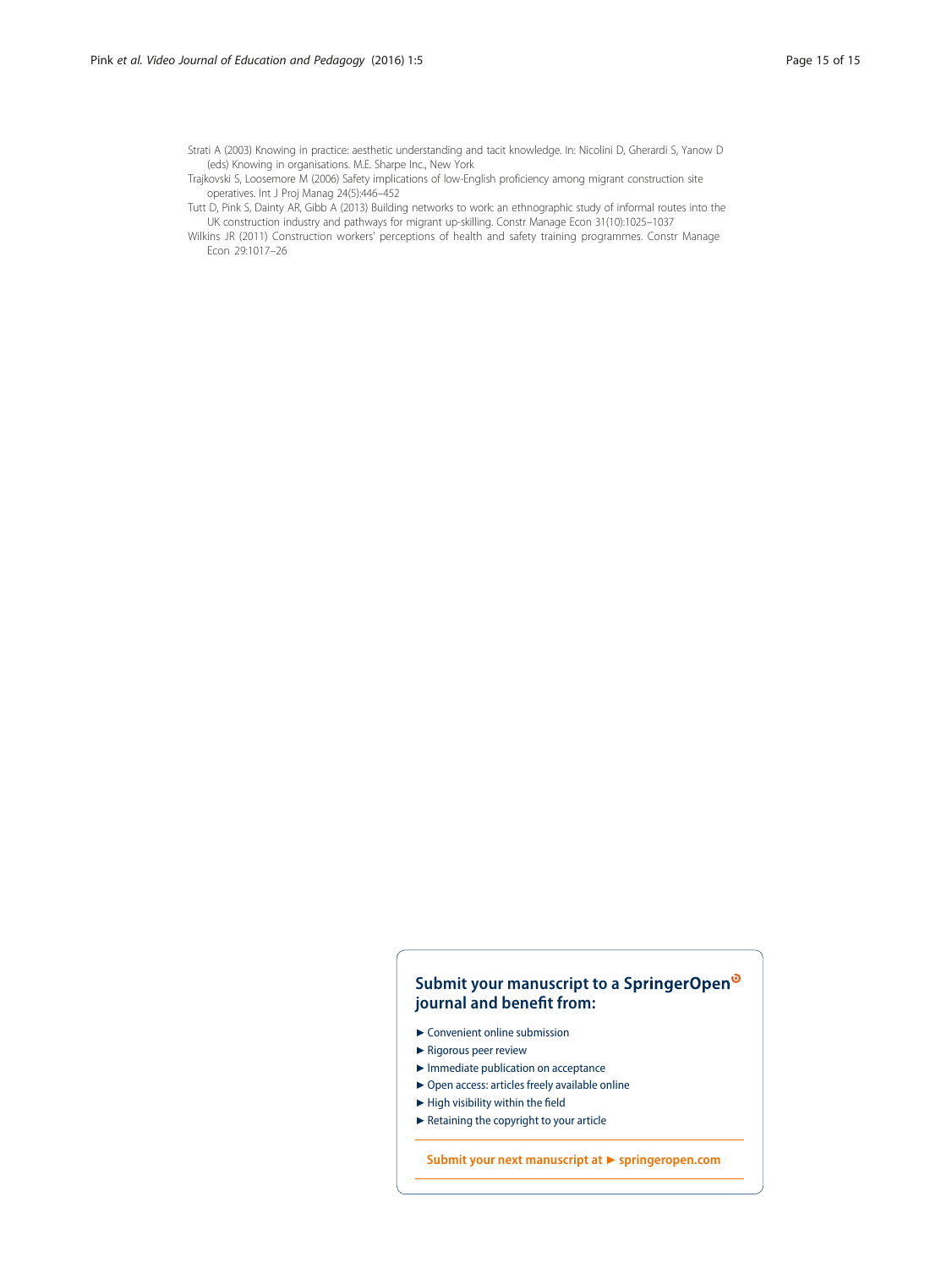Strati A (2003) Knowing in practice: aesthetic understanding and tacit knowledge. In: Nicolini D, Gherardi S, Yanow D (eds) Knowing in organisations. M.E. Sharpe Inc., New York

Trajkovski S, Loosemore M (2006) Safety implications of low-English proficiency among migrant construction site operatives. Int J Proj Manag 24(5):446–452

Tutt D, Pink S, Dainty AR, Gibb A (2013) Building networks to work: an ethnographic study of informal routes into the UK construction industry and pathways for migrant up-skilling. Constr Manage Econ 31(10):1025–1037

Wilkins JR (2011) Construction workers' perceptions of health and safety training programmes. Constr Manage Econ 29:1017–26

**Submit your manuscript to a SpringerOpen journal and benefit from:**

- ► Convenient online submission
- ► Rigorous peer review
- ► Immediate publication on acceptance
- ► Open access: articles freely available online
- ► High visibility within the field
- ► Retaining the copyright to your article

**Submit your next manuscript at ► springeropen.com**